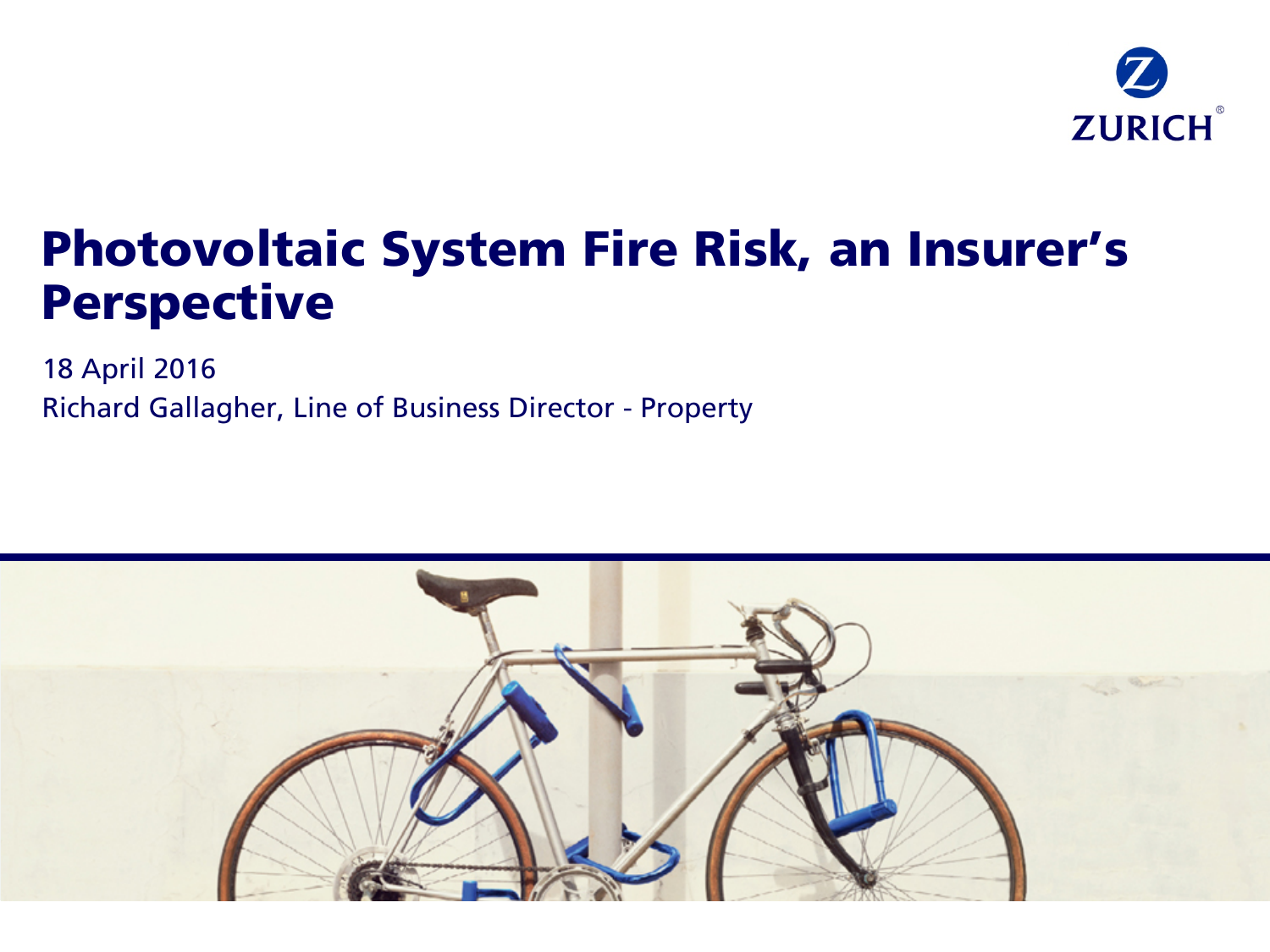ZURICH

# Photovoltaic System Fire Risk, an Insurer's Perspective

18 April 2016

Richard Gallagher, Line of Business Director - Property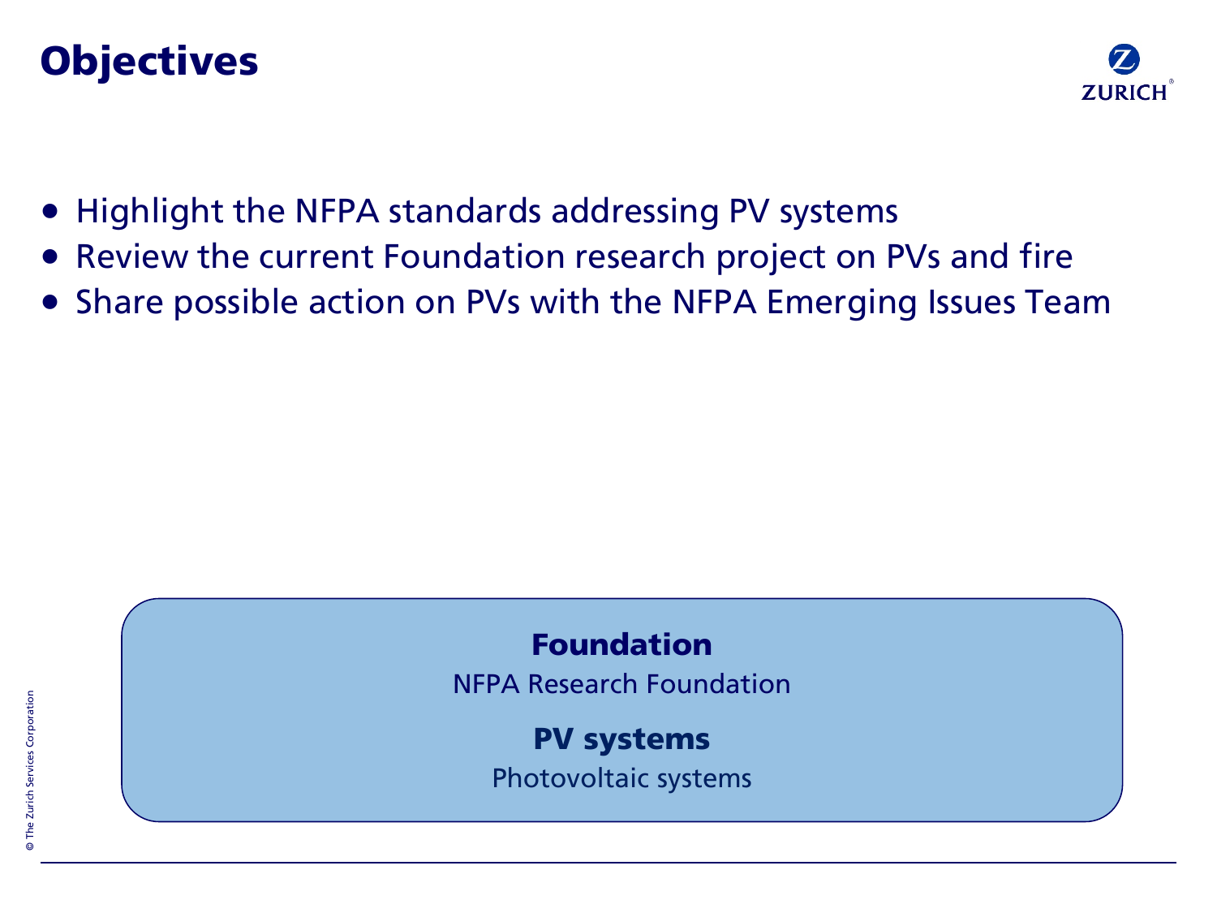# Objectives

- Highlight the NFPA standards addressing PV systems
- Review the current Foundation research project on PVs and fire
- Share possible action on PVs with the NFPA Emerging Issues Team

**Foundation**
NFPA Research Foundation

**PV systems**
Photovoltaic systems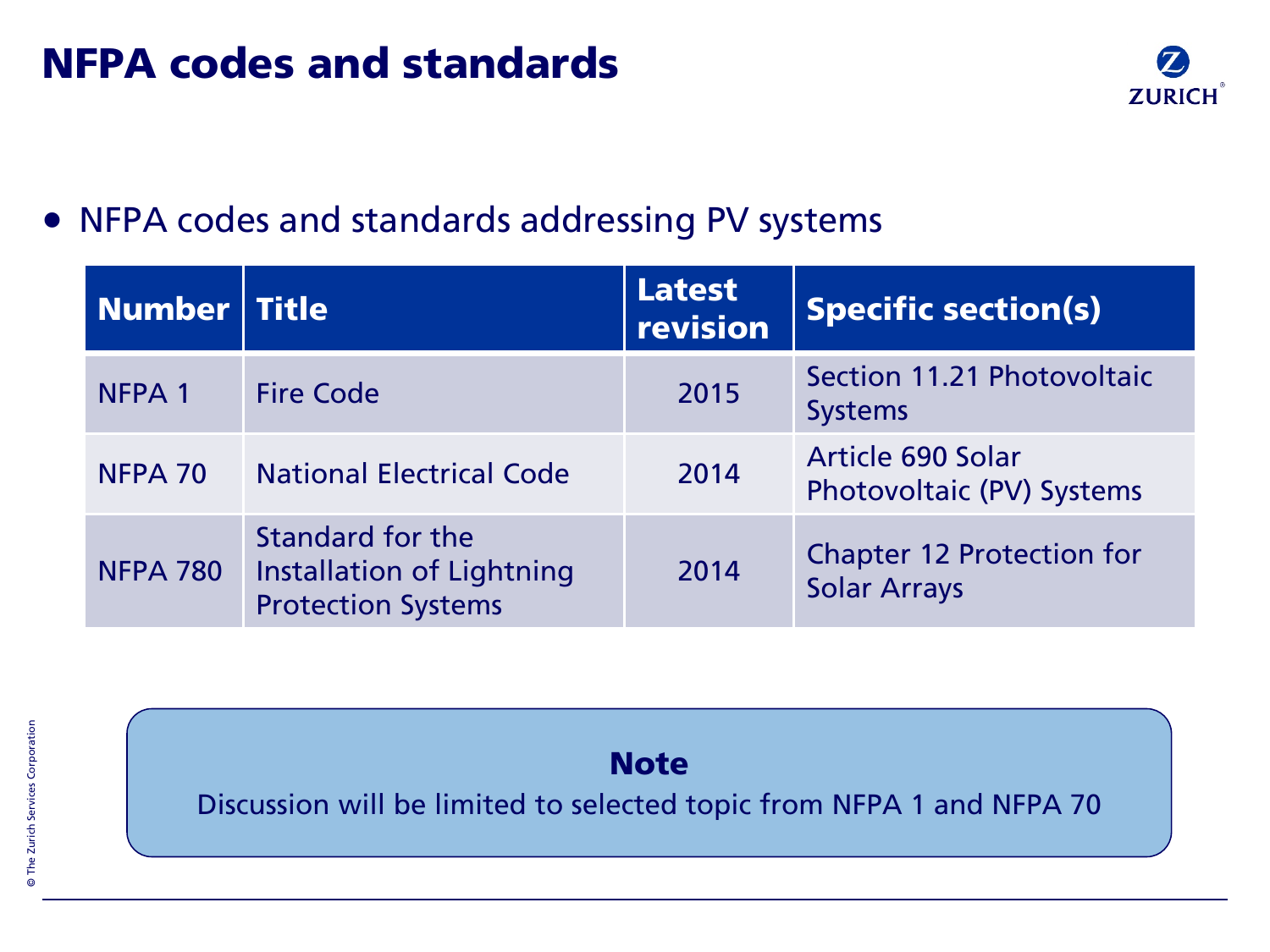# NFPA codes and standards

- NFPA codes and standards addressing PV systems

| Number | Title | Latest revision | Specific section(s) |
|---|---|---|---|
| NFPA 1 | Fire Code | 2015 | Section 11.21 Photovoltaic Systems |
| NFPA 70 | National Electrical Code | 2014 | Article 690 Solar Photovoltaic (PV) Systems |
| NFPA 780 | Standard for the Installation of Lightning Protection Systems | 2014 | Chapter 12 Protection for Solar Arrays |

**Note**

Discussion will be limited to selected topic from NFPA 1 and NFPA 70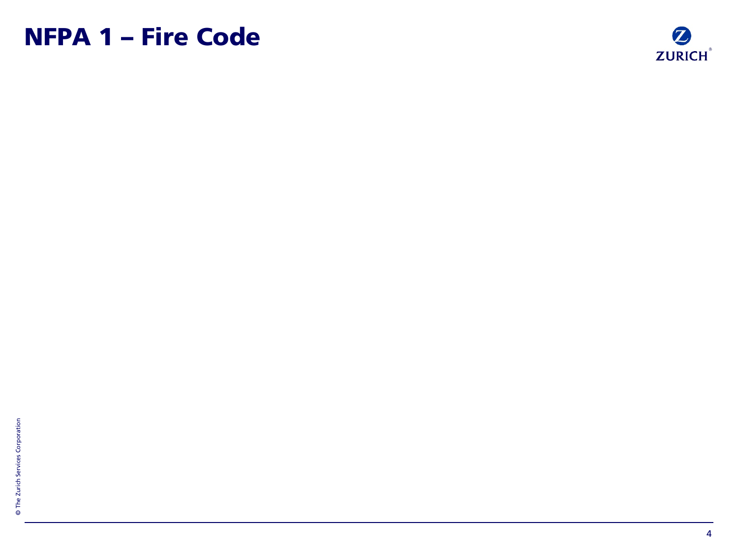# NFPA 1 – Fire Code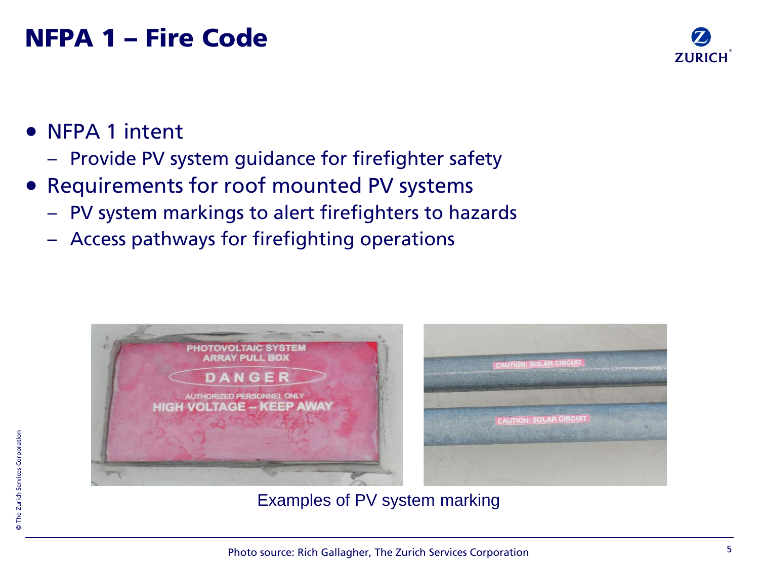# NFPA 1 – Fire Code

- NFPA 1 intent
  - Provide PV system guidance for firefighter safety
- Requirements for roof mounted PV systems
  - PV system markings to alert firefighters to hazards
  - Access pathways for firefighting operations

Examples of PV system marking

Photo source: Rich Gallagher, The Zurich Services Corporation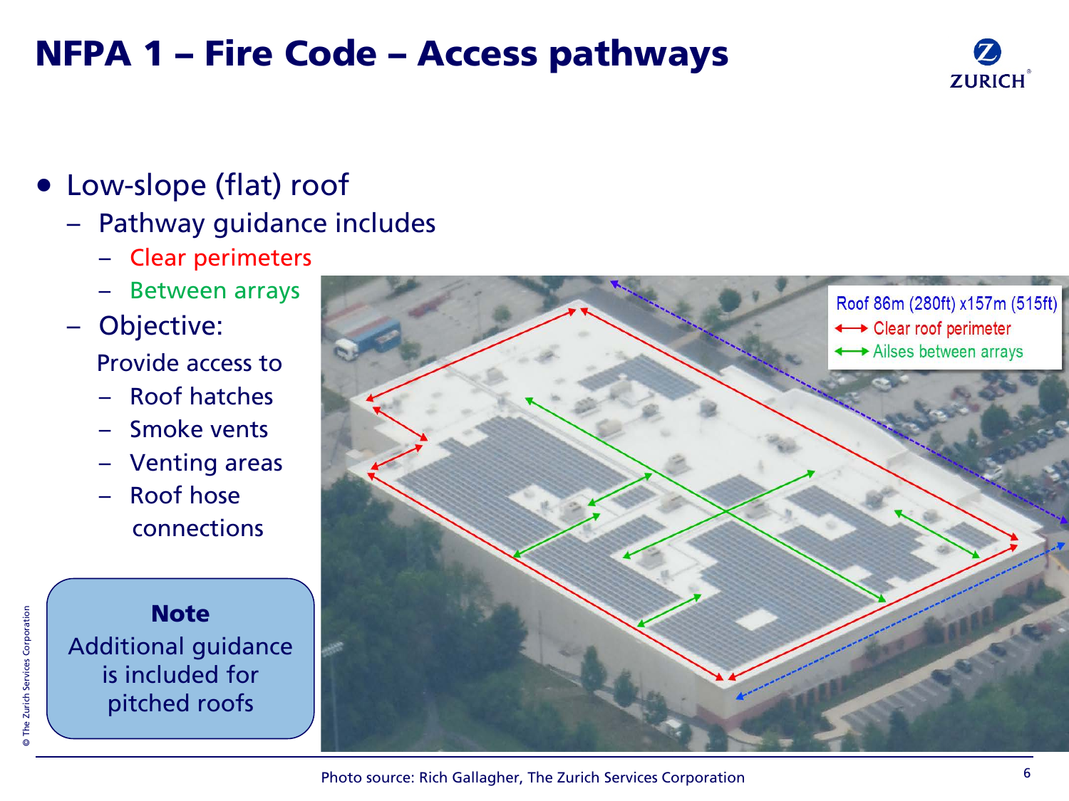# NFPA 1 – Fire Code – Access pathways

- Low-slope (flat) roof
  - Pathway guidance includes
    - Clear perimeters
    - Between arrays
  - Objective:

    Provide access to
    - Roof hatches
    - Smoke vents
    - Venting areas
    - Roof hose connections

**Note**

Additional guidance is included for pitched roofs

Roof 86m (280ft) x157m (515ft)

Clear roof perimeter

Ailses between arrays

Photo source: Rich Gallagher, The Zurich Services Corporation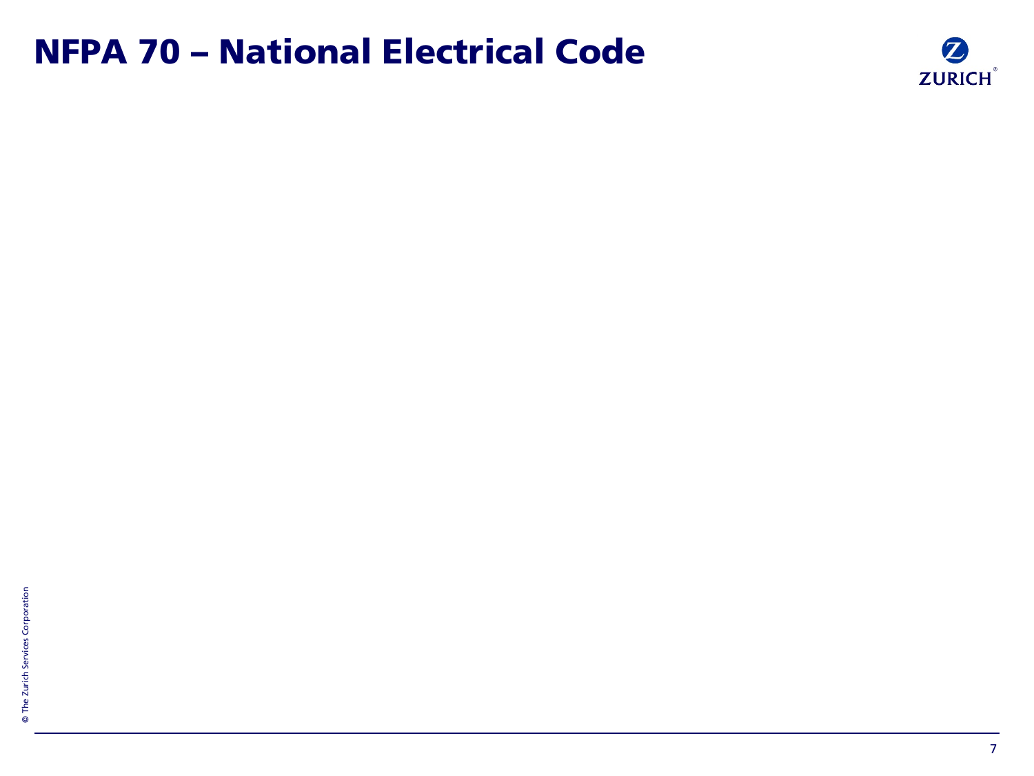# NFPA 70 – National Electrical Code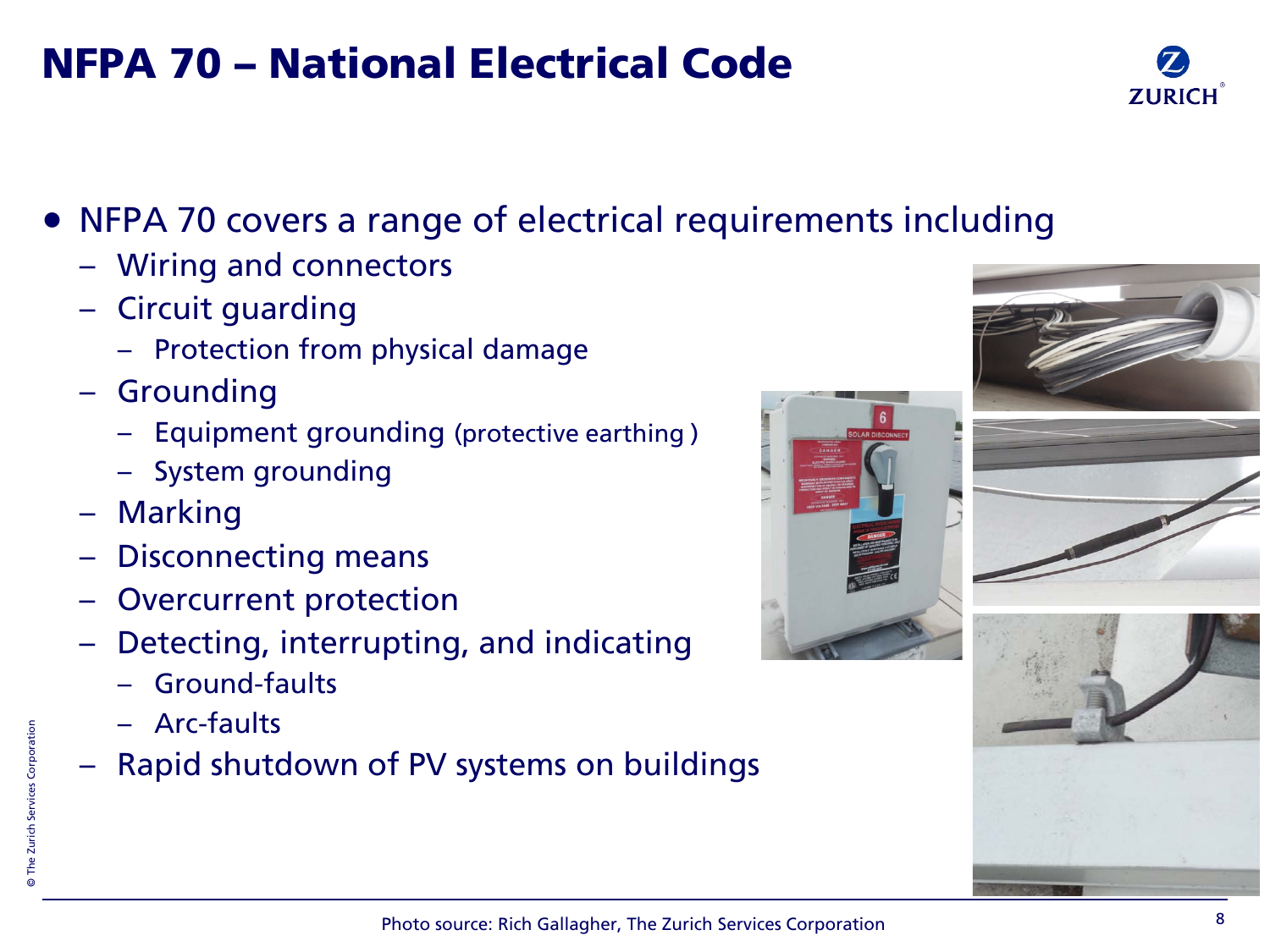# NFPA 70 – National Electrical Code

- NFPA 70 covers a range of electrical requirements including
  - Wiring and connectors
  - Circuit guarding
    - Protection from physical damage
  - Grounding
    - Equipment grounding (protective earthing )
    - System grounding
  - Marking
  - Disconnecting means
  - Overcurrent protection
  - Detecting, interrupting, and indicating
    - Ground-faults
    - Arc-faults
  - Rapid shutdown of PV systems on buildings

Photo source: Rich Gallagher, The Zurich Services Corporation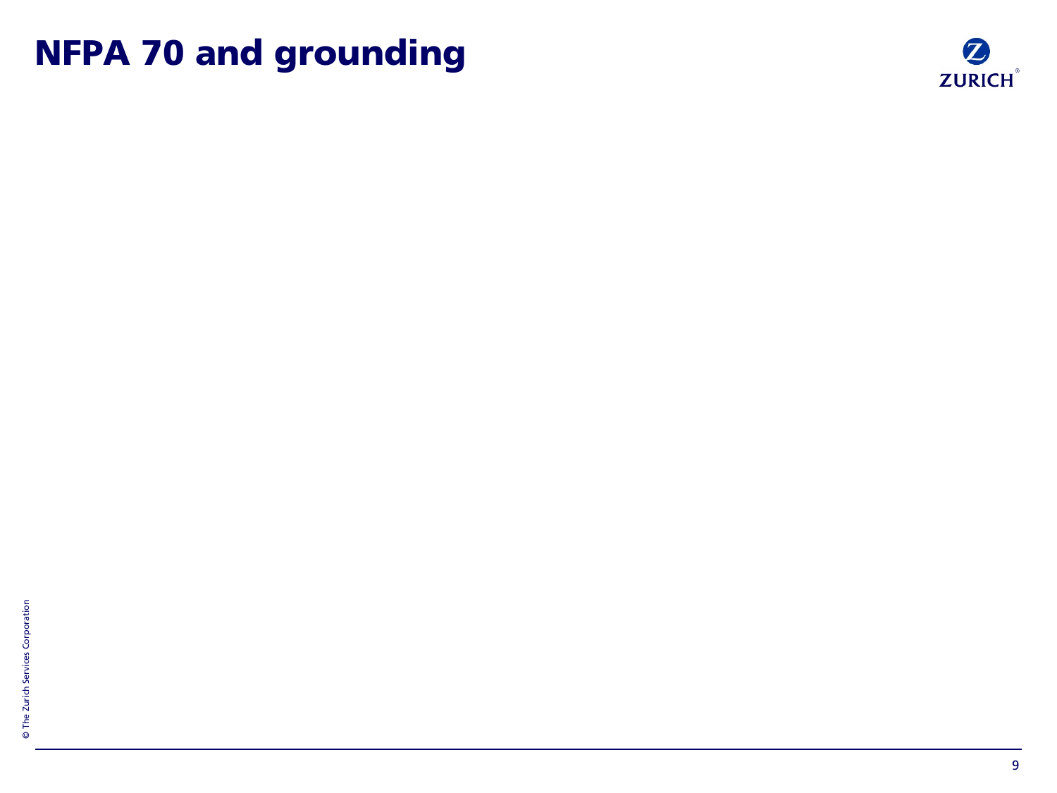# NFPA 70 and grounding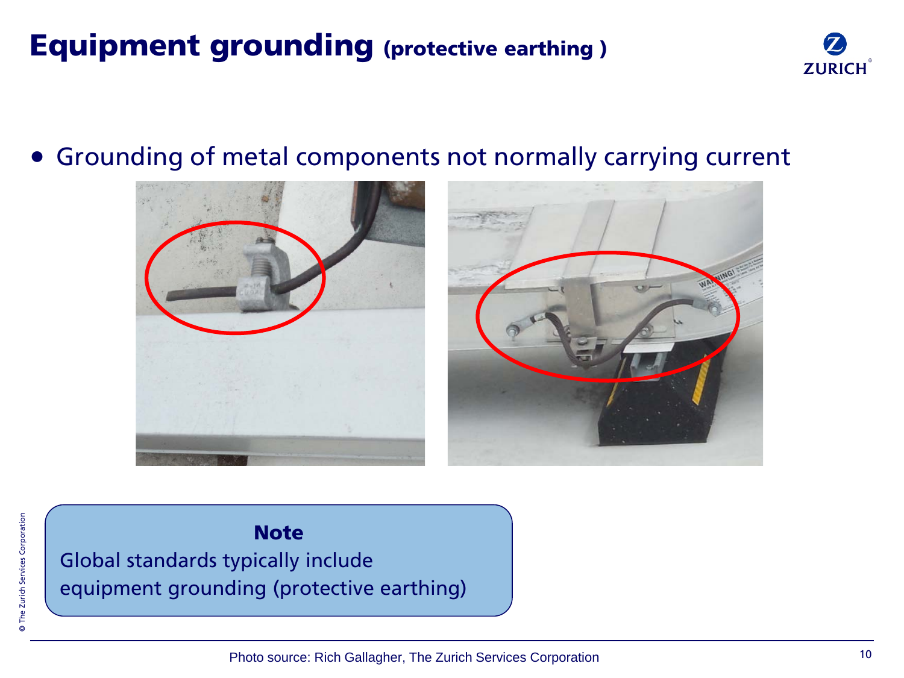# Equipment grounding (protective earthing )

- Grounding of metal components not normally carrying current

**Note**

Global standards typically include equipment grounding (protective earthing)

Photo source: Rich Gallagher, The Zurich Services Corporation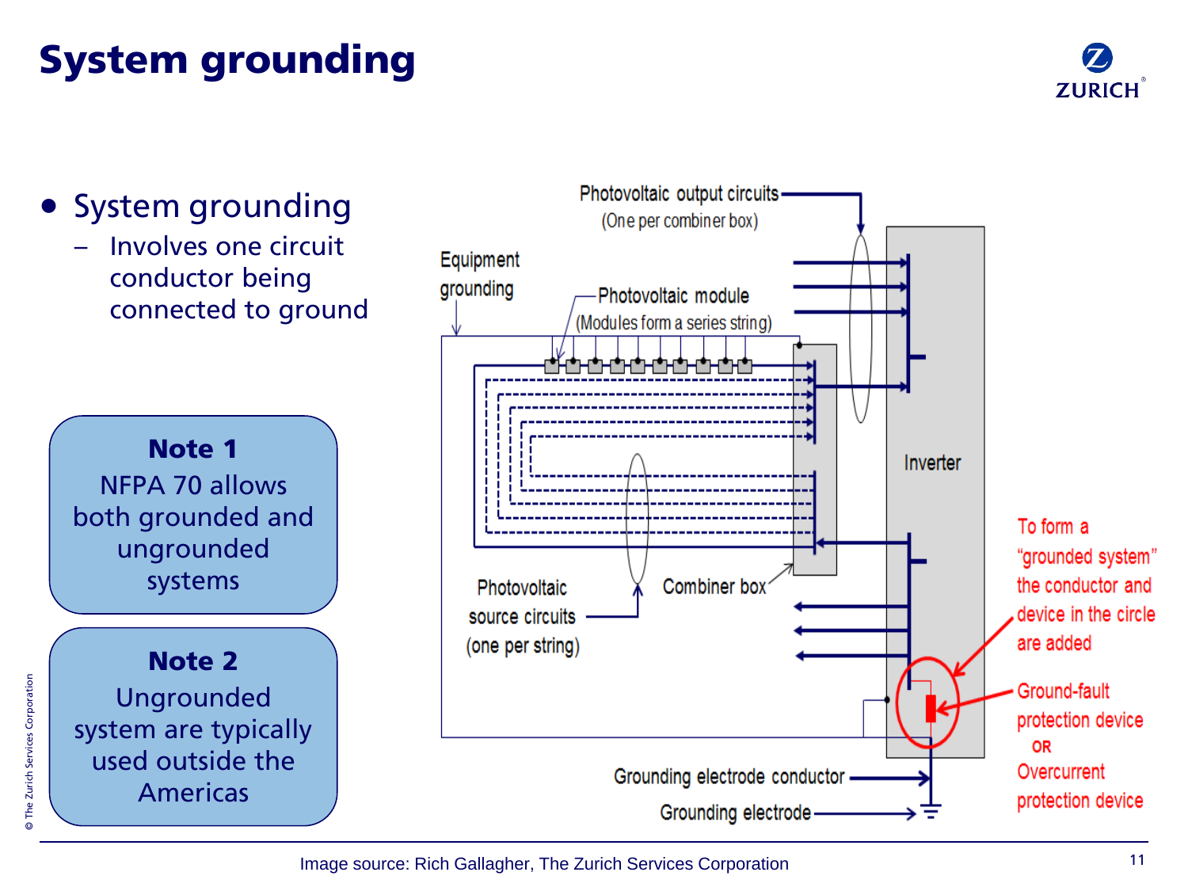# System grounding

- System grounding
  - Involves one circuit conductor being connected to ground

**Note 1**

NFPA 70 allows both grounded and ungrounded systems

**Note 2**

Ungrounded system are typically used outside the Americas

Photovoltaic output circuits (One per combiner box)

Equipment grounding

Photovoltaic module (Modules form a series string)

Inverter

Photovoltaic source circuits (one per string)

Combiner box

To form a "grounded system" the conductor and device in the circle are added

Ground-fault protection device OR Overcurrent protection device

Grounding electrode conductor

Grounding electrode

Image source: Rich Gallagher, The Zurich Services Corporation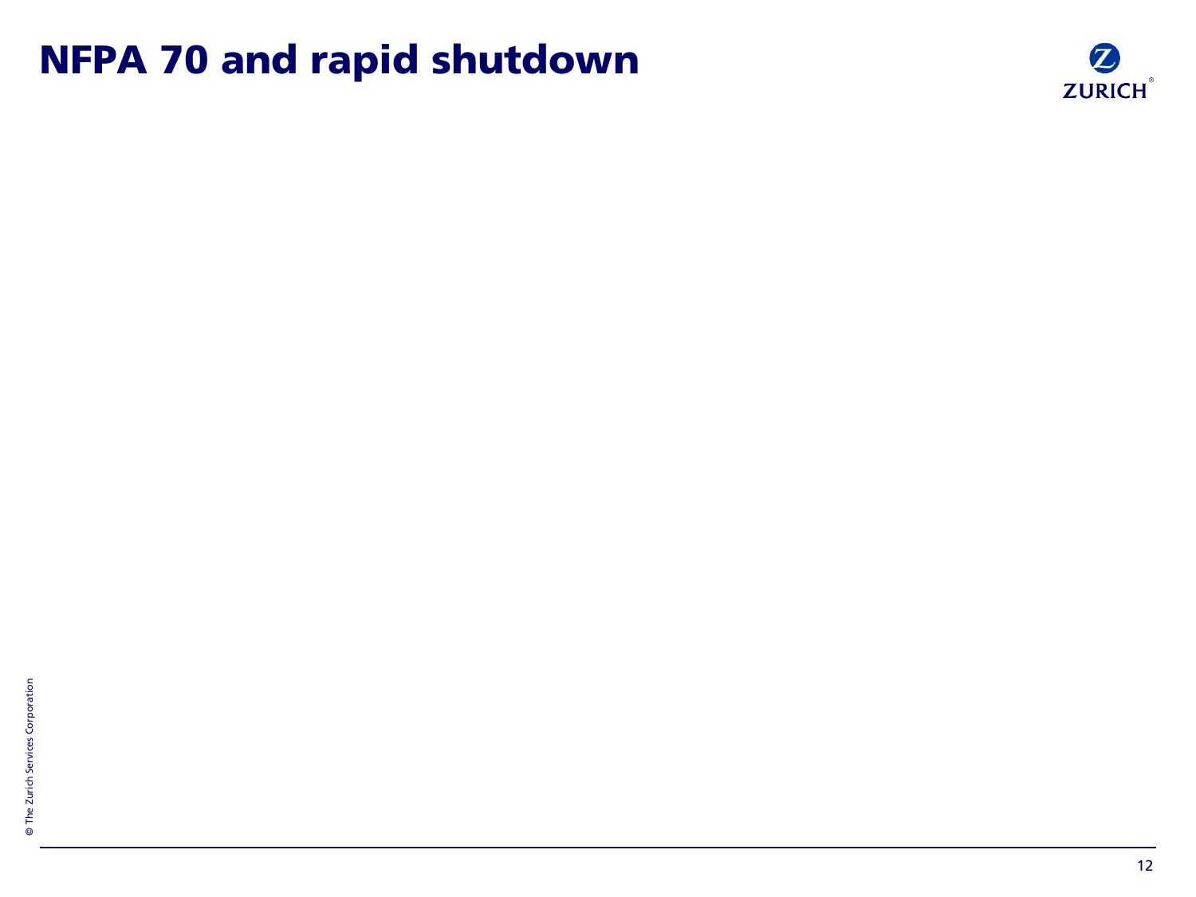# NFPA 70 and rapid shutdown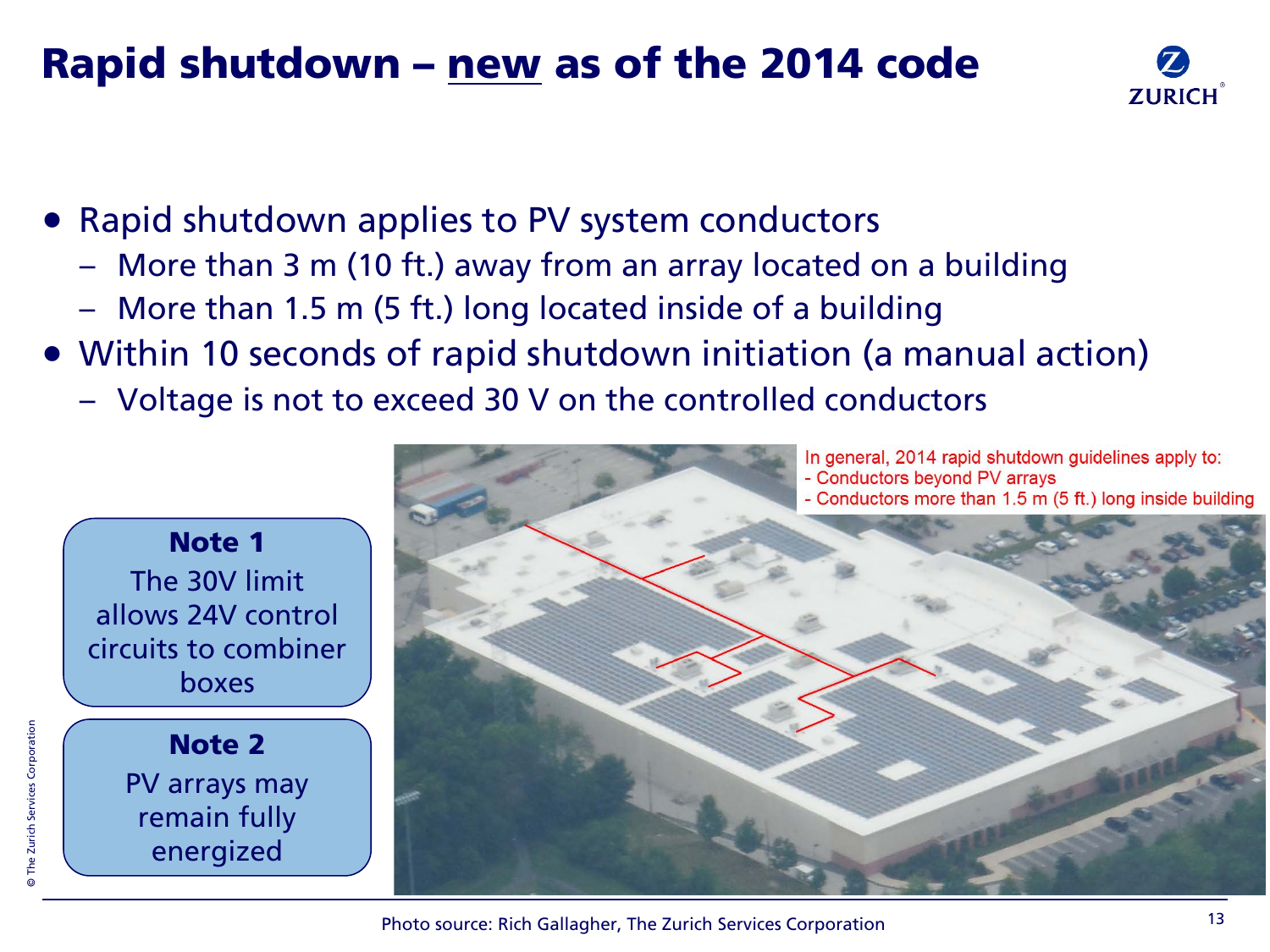# Rapid shutdown – <u>new</u> as of the 2014 code

- Rapid shutdown applies to PV system conductors
  - More than 3 m (10 ft.) away from an array located on a building
  - More than 1.5 m (5 ft.) long located inside of a building
- Within 10 seconds of rapid shutdown initiation (a manual action)
  - Voltage is not to exceed 30 V on the controlled conductors

**Note 1**

The 30V limit allows 24V control circuits to combiner boxes

**Note 2**

PV arrays may remain fully energized

In general, 2014 rapid shutdown guidelines apply to:
- Conductors beyond PV arrays
- Conductors more than 1.5 m (5 ft.) long inside building

Photo source: Rich Gallagher, The Zurich Services Corporation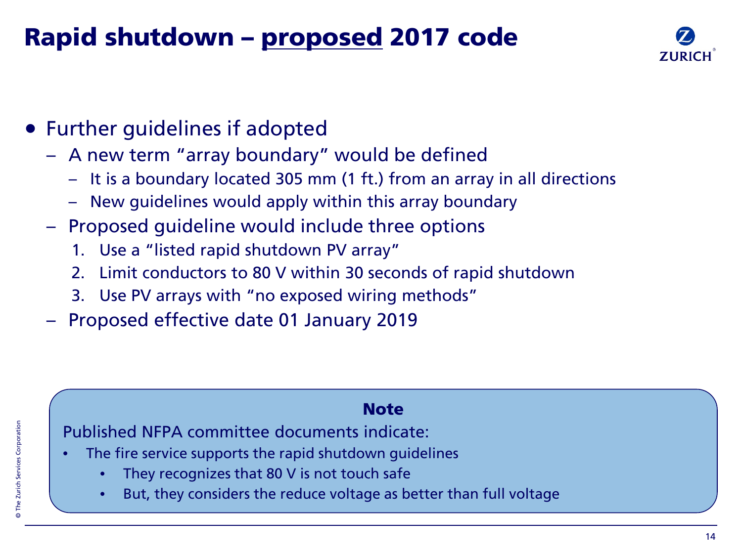# Rapid shutdown – proposed 2017 code

- Further guidelines if adopted
  - A new term "array boundary" would be defined
    - It is a boundary located 305 mm (1 ft.) from an array in all directions
    - New guidelines would apply within this array boundary
  - Proposed guideline would include three options
    1. Use a "listed rapid shutdown PV array"
    2. Limit conductors to 80 V within 30 seconds of rapid shutdown
    3. Use PV arrays with "no exposed wiring methods"
  - Proposed effective date 01 January 2019

**Note**

Published NFPA committee documents indicate:

- The fire service supports the rapid shutdown guidelines
  - They recognizes that 80 V is not touch safe
  - But, they considers the reduce voltage as better than full voltage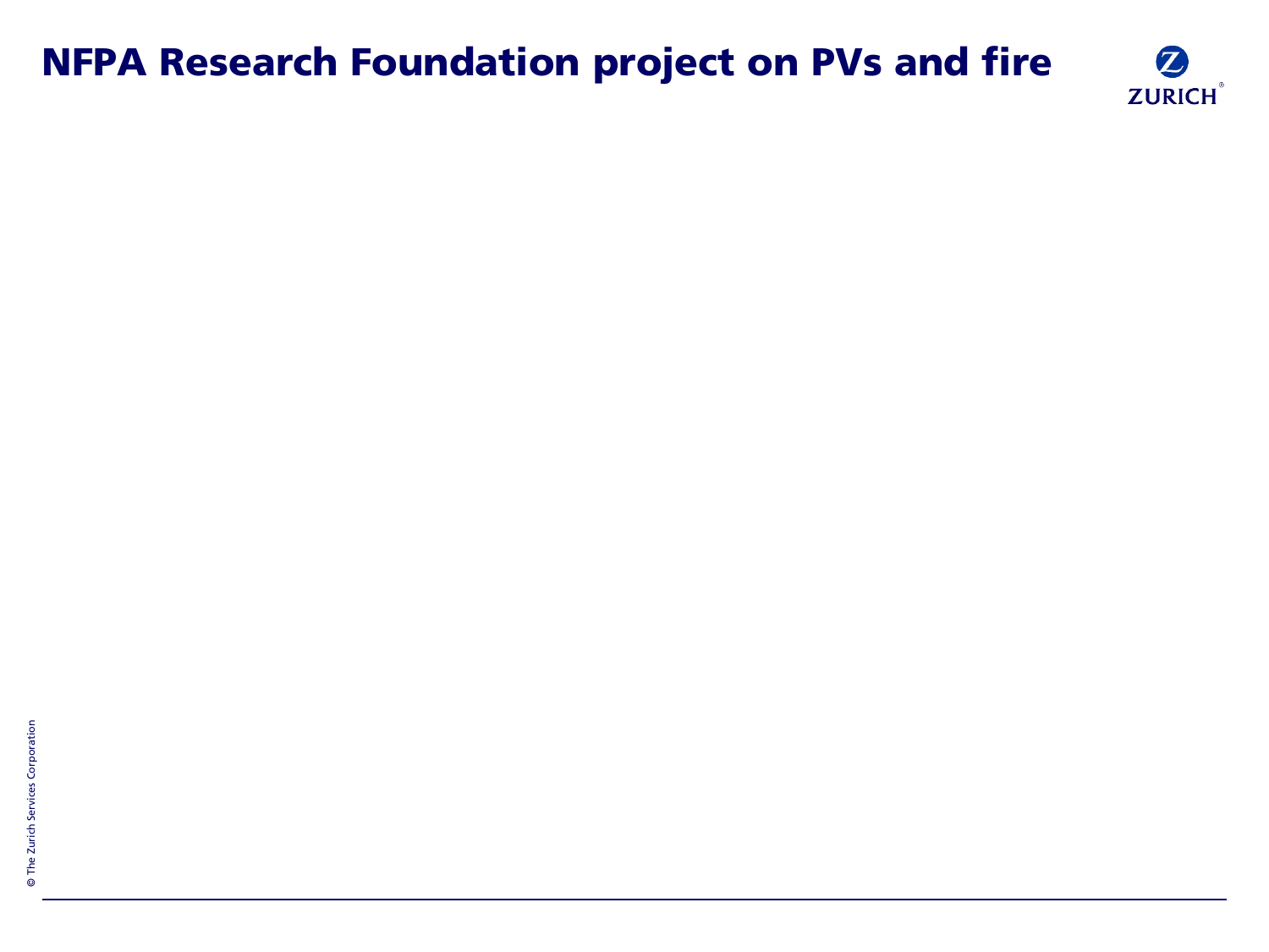# NFPA Research Foundation project on PVs and fire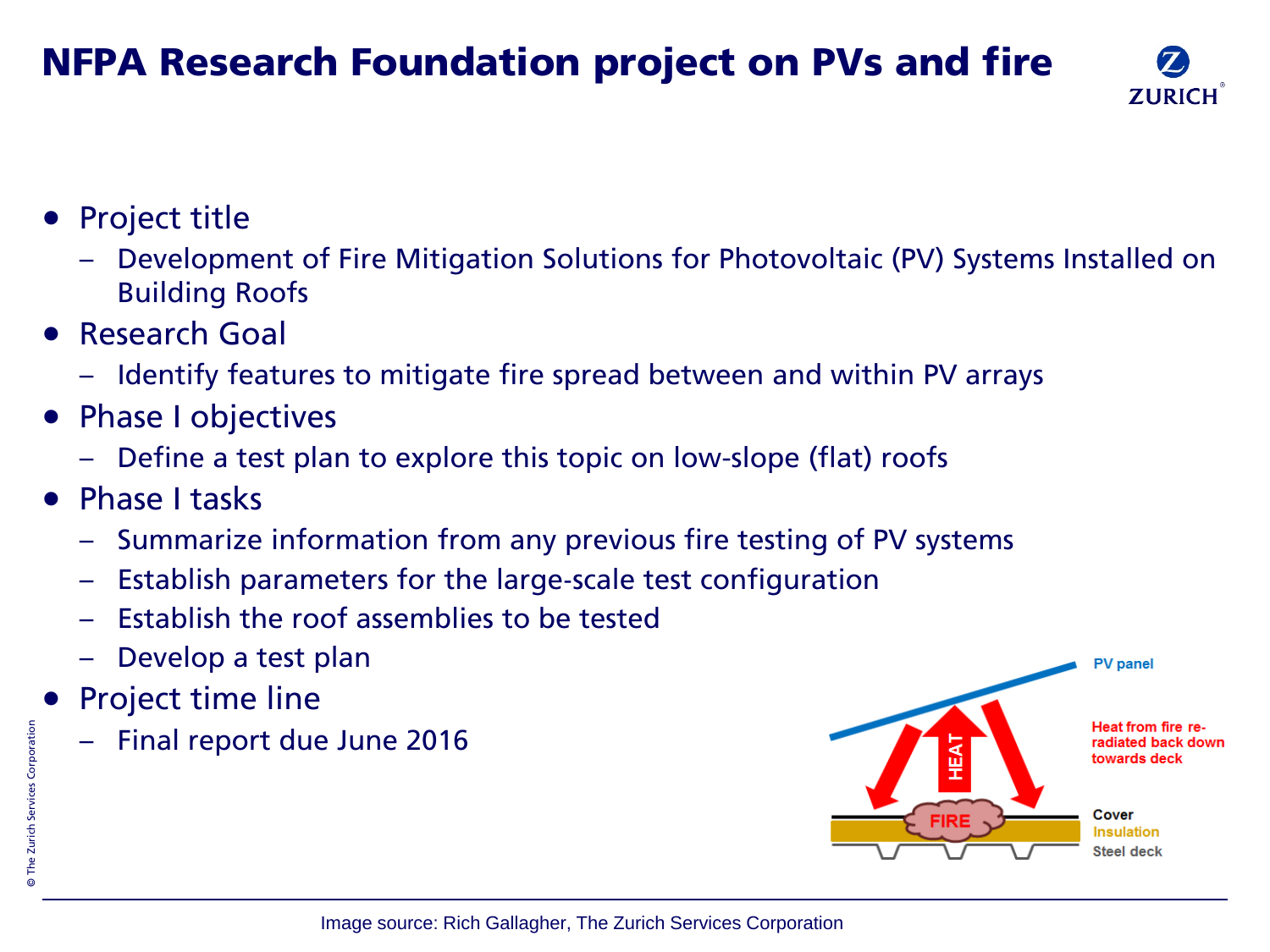# NFPA Research Foundation project on PVs and fire

- Project title
  - Development of Fire Mitigation Solutions for Photovoltaic (PV) Systems Installed on Building Roofs
- Research Goal
  - Identify features to mitigate fire spread between and within PV arrays
- Phase I objectives
  - Define a test plan to explore this topic on low-slope (flat) roofs
- Phase I tasks
  - Summarize information from any previous fire testing of PV systems
  - Establish parameters for the large-scale test configuration
  - Establish the roof assemblies to be tested
  - Develop a test plan
- Project time line
  - Final report due June 2016

PV panel

Heat from fire re-radiated back down towards deck

HEAT

FIRE

Cover

Insulation

Steel deck

Image source: Rich Gallagher, The Zurich Services Corporation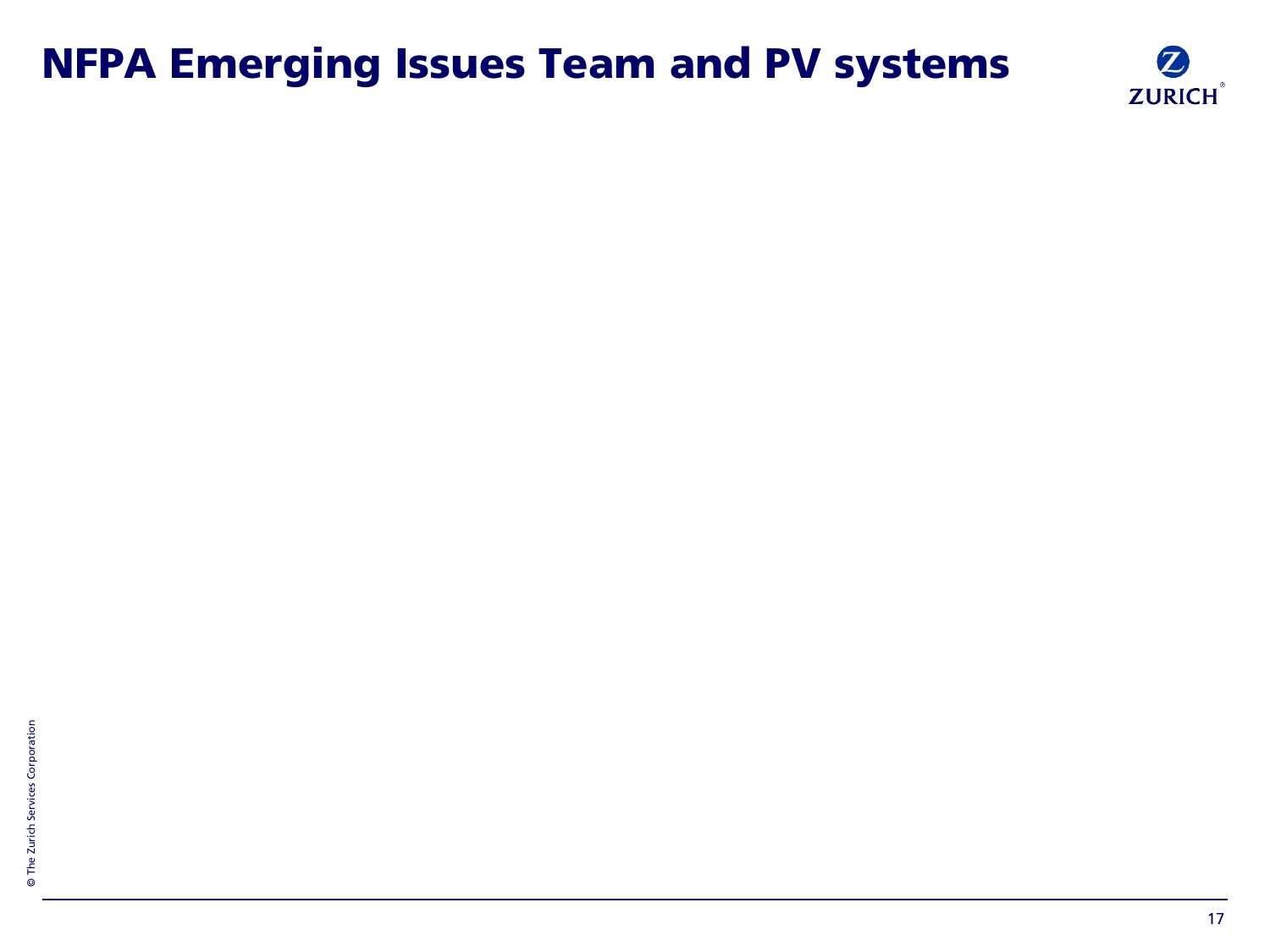# NFPA Emerging Issues Team and PV systems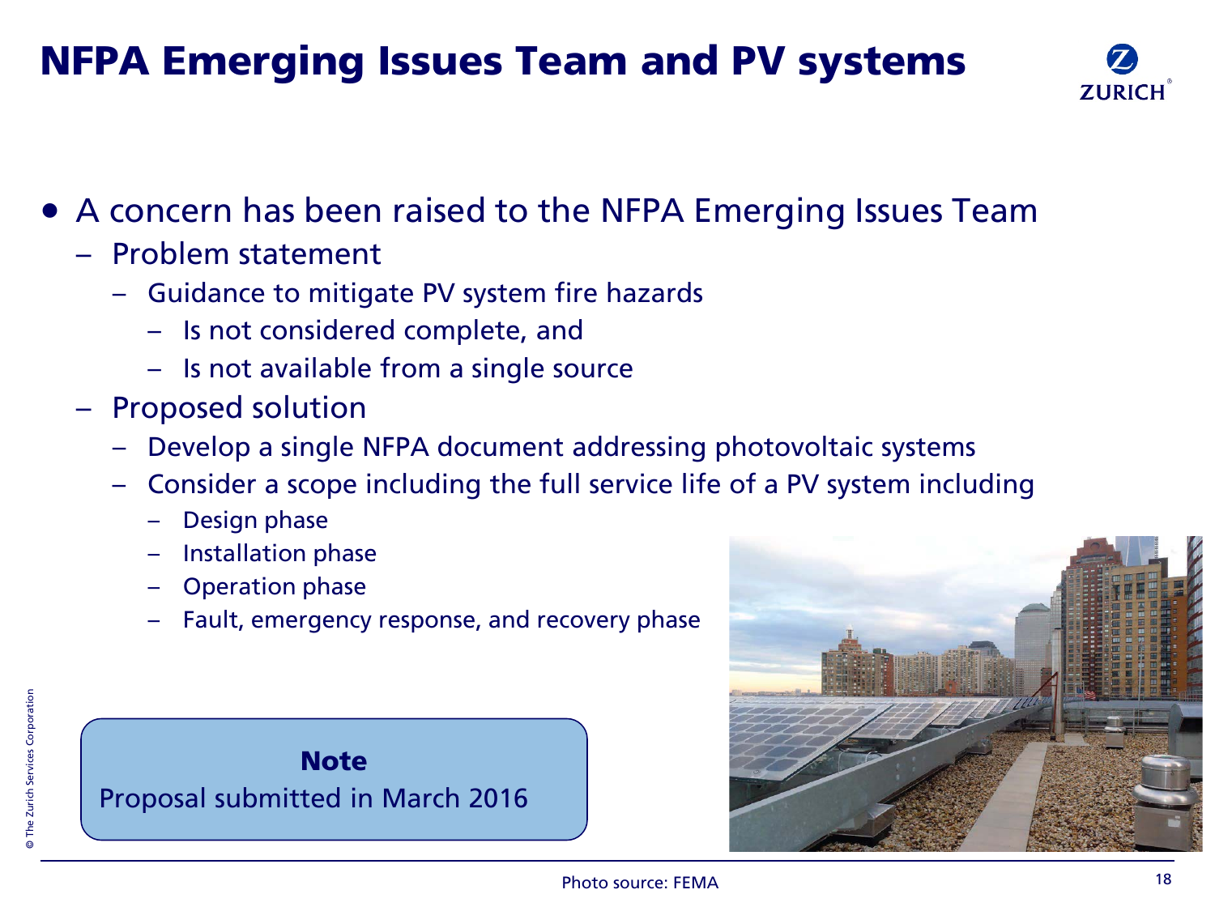# NFPA Emerging Issues Team and PV systems

- A concern has been raised to the NFPA Emerging Issues Team
  - Problem statement
    - Guidance to mitigate PV system fire hazards
      - Is not considered complete, and
      - Is not available from a single source
  - Proposed solution
    - Develop a single NFPA document addressing photovoltaic systems
    - Consider a scope including the full service life of a PV system including
      - Design phase
      - Installation phase
      - Operation phase
      - Fault, emergency response, and recovery phase

**Note**

Proposal submitted in March 2016

Photo source: FEMA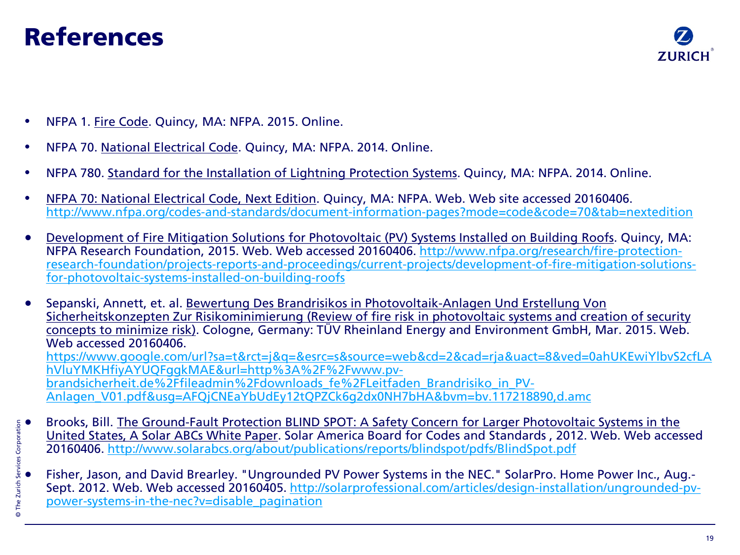# References

- NFPA 1. Fire Code. Quincy, MA: NFPA. 2015. Online.
- NFPA 70. National Electrical Code. Quincy, MA: NFPA. 2014. Online.
- NFPA 780. Standard for the Installation of Lightning Protection Systems. Quincy, MA: NFPA. 2014. Online.
- NFPA 70: National Electrical Code, Next Edition. Quincy, MA: NFPA. Web. Web site accessed 20160406. http://www.nfpa.org/codes-and-standards/document-information-pages?mode=code&code=70&tab=nextedition
- Development of Fire Mitigation Solutions for Photovoltaic (PV) Systems Installed on Building Roofs. Quincy, MA: NFPA Research Foundation, 2015. Web. Web accessed 20160406. http://www.nfpa.org/research/fire-protection-research-foundation/projects-reports-and-proceedings/current-projects/development-of-fire-mitigation-solutions-for-photovoltaic-systems-installed-on-building-roofs
- Sepanski, Annett, et. al. Bewertung Des Brandrisikos in Photovoltaik-Anlagen Und Erstellung Von Sicherheitskonzepten Zur Risikominimierung (Review of fire risk in photovoltaic systems and creation of security concepts to minimize risk). Cologne, Germany: TÜV Rheinland Energy and Environment GmbH, Mar. 2015. Web. Web accessed 20160406. https://www.google.com/url?sa=t&rct=j&q=&esrc=s&source=web&cd=2&cad=rja&uact=8&ved=0ahUKEwiYlbvS2cfLAhVluYMKHfiyAYUQFggkMAE&url=http%3A%2F%2Fwww.pv-brandsicherheit.de%2Ffileadmin%2Fdownloads_fe%2FLeitfaden_Brandrisiko_in_PV-Anlagen_V01.pdf&usg=AFQjCNEaYbUdEy12tQPZCk6g2dx0NH7bHA&bvm=bv.117218890,d.amc
- Brooks, Bill. The Ground-Fault Protection BLIND SPOT: A Safety Concern for Larger Photovoltaic Systems in the United States, A Solar ABCs White Paper. Solar America Board for Codes and Standards , 2012. Web. Web accessed 20160406. http://www.solarabcs.org/about/publications/reports/blindspot/pdfs/BlindSpot.pdf
- Fisher, Jason, and David Brearley. "Ungrounded PV Power Systems in the NEC." SolarPro. Home Power Inc., Aug.-Sept. 2012. Web. Web accessed 20160405. http://solarprofessional.com/articles/design-installation/ungrounded-pv-power-systems-in-the-nec?v=disable_pagination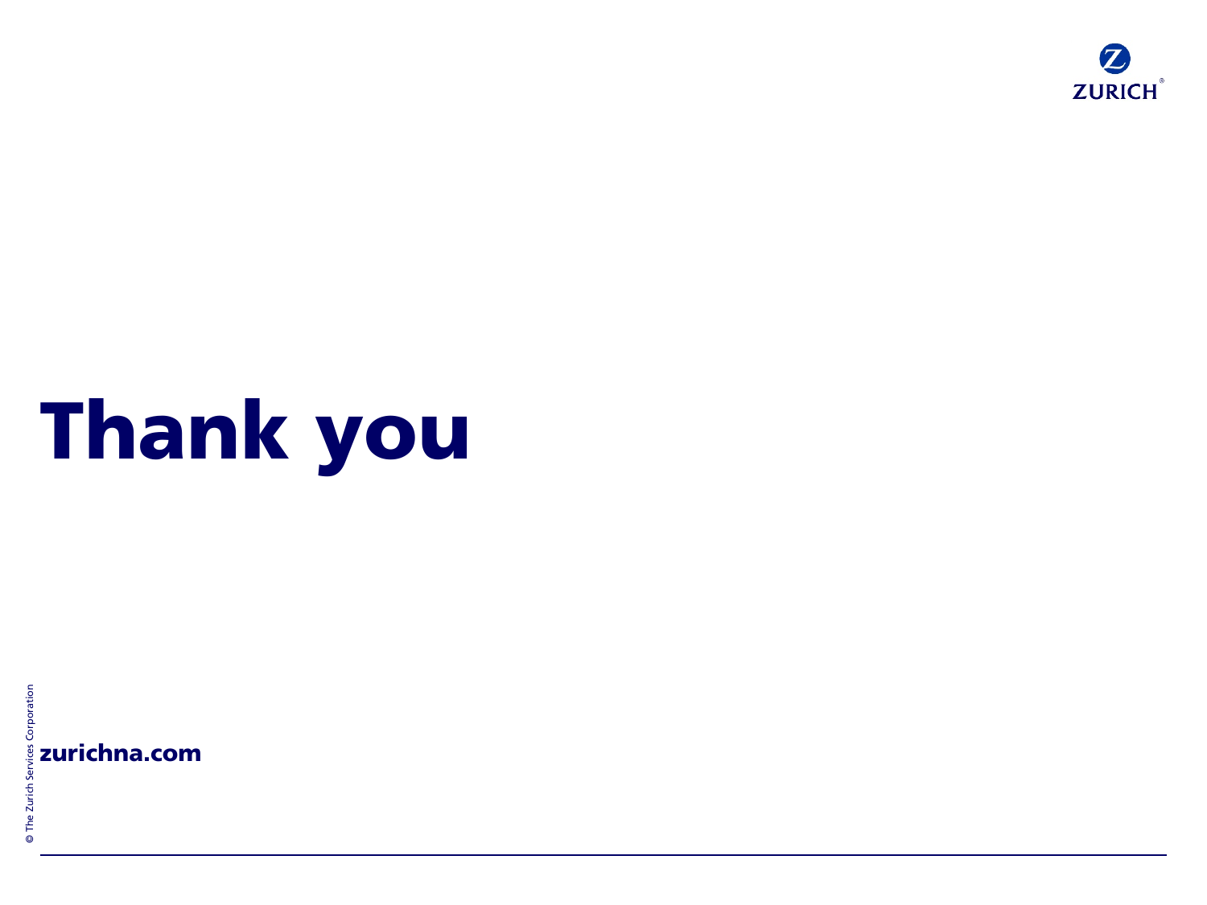# Thank you

**zurichna.com**

© The Zurich Services Corporation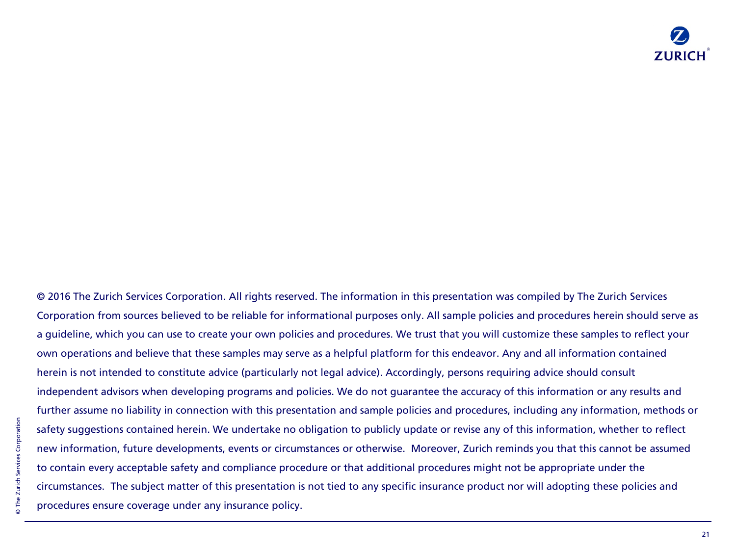© 2016 The Zurich Services Corporation. All rights reserved. The information in this presentation was compiled by The Zurich Services Corporation from sources believed to be reliable for informational purposes only. All sample policies and procedures herein should serve as a guideline, which you can use to create your own policies and procedures. We trust that you will customize these samples to reflect your own operations and believe that these samples may serve as a helpful platform for this endeavor. Any and all information contained herein is not intended to constitute advice (particularly not legal advice). Accordingly, persons requiring advice should consult independent advisors when developing programs and policies. We do not guarantee the accuracy of this information or any results and further assume no liability in connection with this presentation and sample policies and procedures, including any information, methods or safety suggestions contained herein. We undertake no obligation to publicly update or revise any of this information, whether to reflect new information, future developments, events or circumstances or otherwise. Moreover, Zurich reminds you that this cannot be assumed to contain every acceptable safety and compliance procedure or that additional procedures might not be appropriate under the circumstances. The subject matter of this presentation is not tied to any specific insurance product nor will adopting these policies and procedures ensure coverage under any insurance policy.